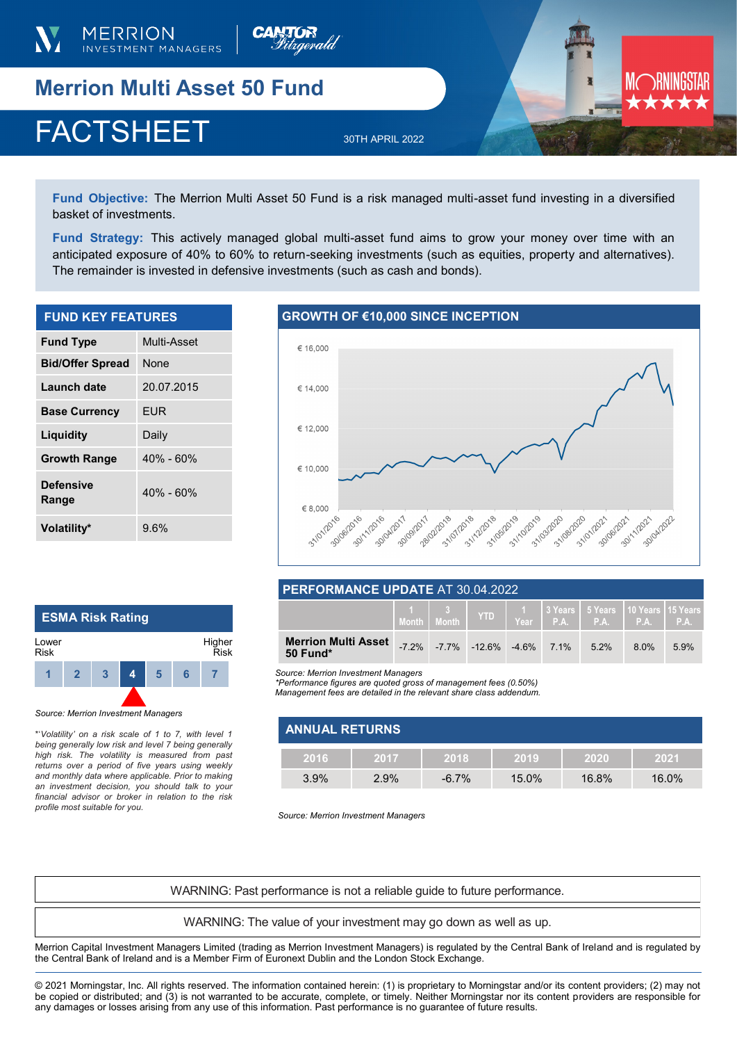# Merrion Multi Asset 50 Fund

# FACTSHEET

30TH APRIL 2022

**Fund Objective:** The Merrion Multi Asset 50 Fund is a risk managed multi-asset fund investing in a diversified basket of investments.

**Fund Strategy:** This actively managed global multi-asset fund aims to grow your money over time with an anticipated exposure of 40% to 60% to return-seeking investments (such as equities, property and alternatives). The remainder is invested in defensive investments (such as cash and bonds).

## FUND KEY FEATURES

| | |
|---|---|
| **Fund Type** | Multi-Asset |
| **Bid/Offer Spread** | None |
| **Launch date** | 20.07.2015 |
| **Base Currency** | EUR |
| **Liquidity** | Daily |
| **Growth Range** | 40% - 60% |
| **Defensive Range** | 40% - 60% |
| **Volatility*** | 9.6% |

## GROWTH OF €10,000 SINCE INCEPTION

## ESMA Risk Rating

Lower Risk — Higher Risk

1 2 3 **4** 5 6 7

*Source: Merrion Investment Managers*

*\*'Volatility' on a risk scale of 1 to 7, with level 1 being generally low risk and level 7 being generally high risk. The volatility is measured from past returns over a period of five years using weekly and monthly data where applicable. Prior to making an investment decision, you should talk to your financial advisor or broker in relation to the risk profile most suitable for you.*

## PERFORMANCE UPDATE AT 30.04.2022

| | 1 Month | 3 Month | YTD | 1 Year | 3 Years P.A. | 5 Years P.A. | 10 Years P.A. | 15 Years P.A. |
|---|---|---|---|---|---|---|---|---|
| **Merrion Multi Asset 50 Fund*** | -7.2% | -7.7% | -12.6% | -4.6% | 7.1% | 5.2% | 8.0% | 5.9% |

*Source: Merrion Investment Managers*
*\*Performance figures are quoted gross of management fees (0.50%)*
*Management fees are detailed in the relevant share class addendum.*

## ANNUAL RETURNS

| 2016 | 2017 | 2018 | 2019 | 2020 | 2021 |
|---|---|---|---|---|---|
| 3.9% | 2.9% | -6.7% | 15.0% | 16.8% | 16.0% |

*Source: Merrion Investment Managers*

WARNING: Past performance is not a reliable guide to future performance.

WARNING: The value of your investment may go down as well as up.

Merrion Capital Investment Managers Limited (trading as Merrion Investment Managers) is regulated by the Central Bank of Ireland and is regulated by the Central Bank of Ireland and is a Member Firm of Euronext Dublin and the London Stock Exchange.

© 2021 Morningstar, Inc. All rights reserved. The information contained herein: (1) is proprietary to Morningstar and/or its content providers; (2) may not be copied or distributed; and (3) is not warranted to be accurate, complete, or timely. Neither Morningstar nor its content providers are responsible for any damages or losses arising from any use of this information. Past performance is no guarantee of future results.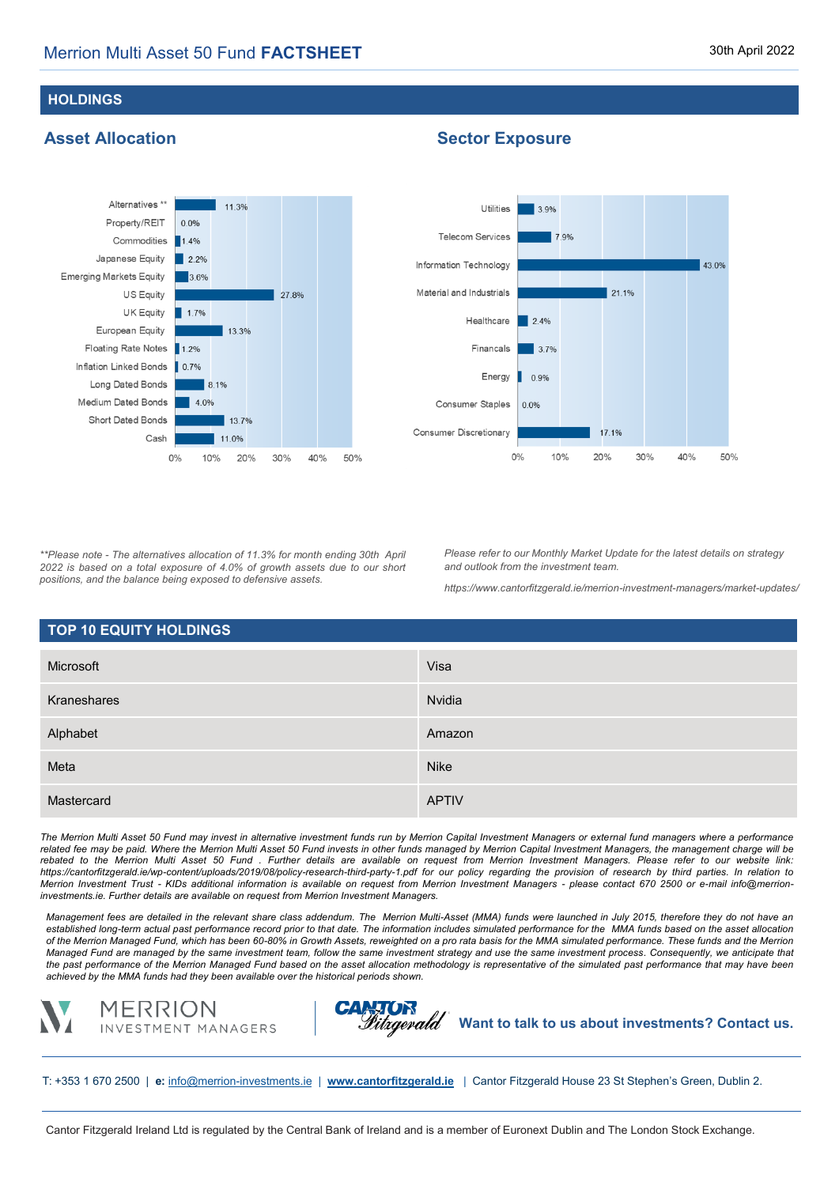# Merrion Multi Asset 50 Fund **FACTSHEET**

30th April 2022

## HOLDINGS

### Asset Allocation

Alternatives ** 11.3%
Property/REIT 0.0%
Commodities 1.4%
Japanese Equity 2.2%
Emerging Markets Equity 3.6%
US Equity 27.8%
UK Equity 1.7%
European Equity 13.3%
Floating Rate Notes 1.2%
Inflation Linked Bonds 0.7%
Long Dated Bonds 8.1%
Medium Dated Bonds 4.0%
Short Dated Bonds 13.7%
Cash 11.0%

0% 10% 20% 30% 40% 50%

### Sector Exposure

Utilities 3.9%
Telecom Services 7.9%
Information Technology 43.0%
Material and Industrials 21.1%
Healthcare 2.4%
Financials 3.7%
Energy 0.9%
Consumer Staples 0.0%
Consumer Discretionary 17.1%

0% 10% 20% 30% 40% 50%

*\*\*Please note - The alternatives allocation of 11.3% for month ending 30th April 2022 is based on a total exposure of 4.0% of growth assets due to our short positions, and the balance being exposed to defensive assets.*

*Please refer to our Monthly Market Update for the latest details on strategy and outlook from the investment team.*

*https://www.cantorfitzgerald.ie/merrion-investment-managers/market-updates/*

## TOP 10 EQUITY HOLDINGS

| | |
|---|---|
| Microsoft | Visa |
| Kraneshares | Nvidia |
| Alphabet | Amazon |
| Meta | Nike |
| Mastercard | APTIV |

*The Merrion Multi Asset 50 Fund may invest in alternative investment funds run by Merrion Capital Investment Managers or external fund managers where a performance related fee may be paid. Where the Merrion Multi Asset 50 Fund invests in other funds managed by Merrion Capital Investment Managers, the management charge will be rebated to the Merrion Multi Asset 50 Fund . Further details are available on request from Merrion Investment Managers. Please refer to our website link: https://cantorfitzgerald.ie/wp-content/uploads/2019/08/policy-research-third-party-1.pdf for our policy regarding the provision of research by third parties. In relation to Merrion Investment Trust - KIDs additional information is available on request from Merrion Investment Managers - please contact 670 2500 or e-mail info@merrion-investments.ie. Further details are available on request from Merrion Investment Managers.*

*Management fees are detailed in the relevant share class addendum. The Merrion Multi-Asset (MMA) funds were launched in July 2015, therefore they do not have an established long-term actual past performance record prior to that date. The information includes simulated performance for the MMA funds based on the asset allocation of the Merrion Managed Fund, which has been 60-80% in Growth Assets, reweighted on a pro rata basis for the MMA simulated performance. These funds and the Merrion Managed Fund are managed by the same investment team, follow the same investment strategy and use the same investment process. Consequently, we anticipate that the past performance of the Merrion Managed Fund based on the asset allocation methodology is representative of the simulated past performance that may have been achieved by the MMA funds had they been available over the historical periods shown.*

MERRION INVESTMENT MANAGERS | CANTOR Fitzgerald **Want to talk to us about investments? Contact us.**

T: +353 1 670 2500 | **e:** info@merrion-investments.ie | **www.cantorfitzgerald.ie** | Cantor Fitzgerald House 23 St Stephen's Green, Dublin 2.

Cantor Fitzgerald Ireland Ltd is regulated by the Central Bank of Ireland and is a member of Euronext Dublin and The London Stock Exchange.